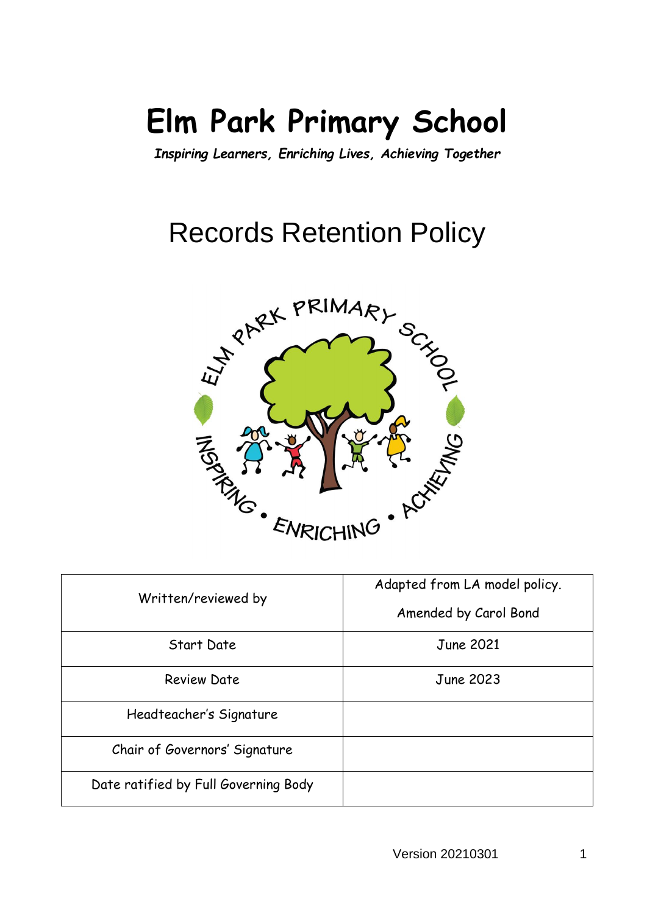# Elm Park Primary School

***Inspiring Learners, Enriching Lives, Achieving Together***

## Records Retention Policy

| Written/reviewed by | Adapted from LA model policy. Amended by Carol Bond |
|---|---|
| Start Date | June 2021 |
| Review Date | June 2023 |
| Headteacher's Signature | |
| Chair of Governors' Signature | |
| Date ratified by Full Governing Body | |

Version 20210301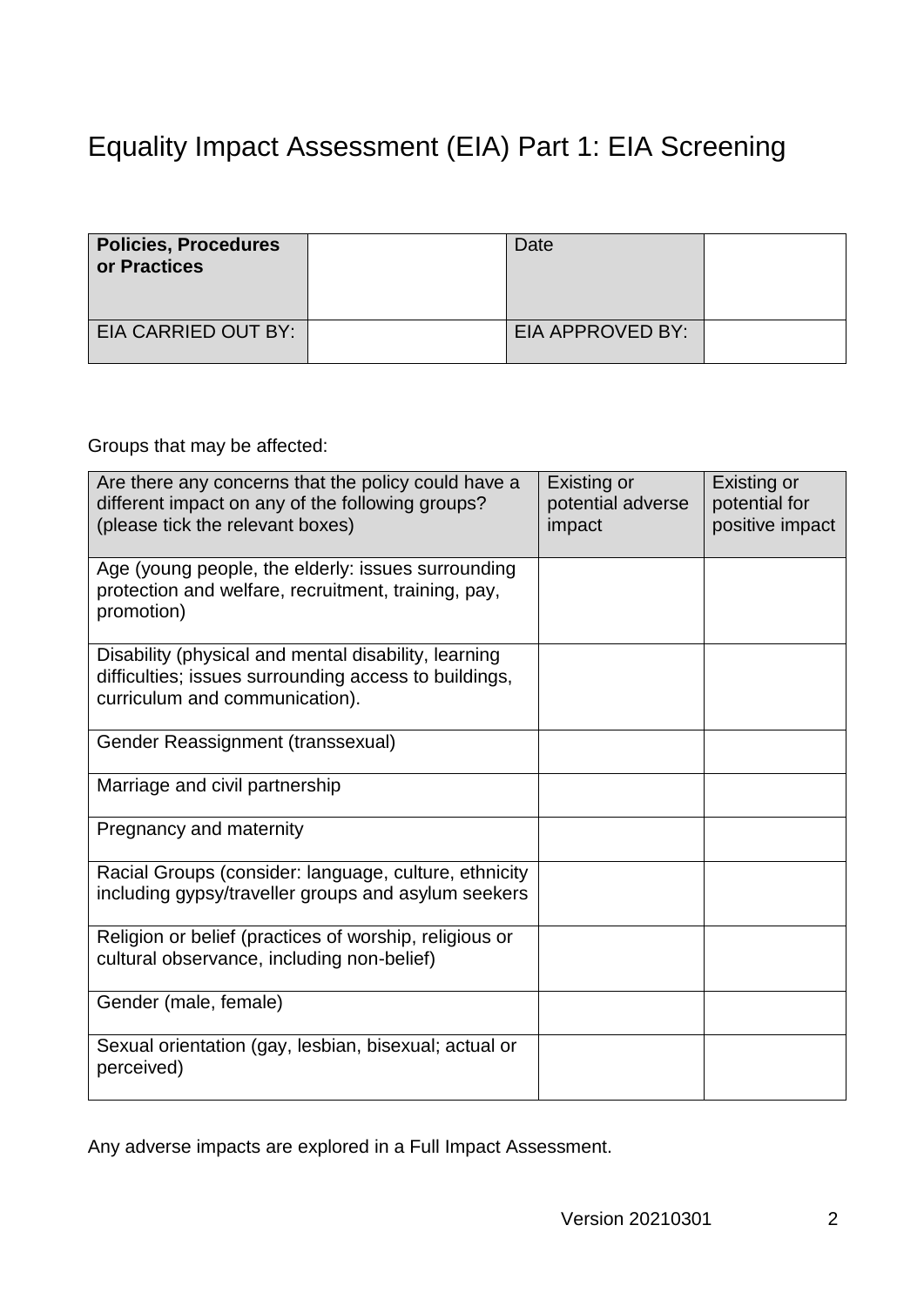# Equality Impact Assessment (EIA) Part 1: EIA Screening

| **Policies, Procedures or Practices** | | Date | |
|---|---|---|---|
| EIA CARRIED OUT BY: | | EIA APPROVED BY: | |

Groups that may be affected:

| Are there any concerns that the policy could have a different impact on any of the following groups? (please tick the relevant boxes) | Existing or potential adverse impact | Existing or potential for positive impact |
|---|---|---|
| Age (young people, the elderly: issues surrounding protection and welfare, recruitment, training, pay, promotion) | | |
| Disability (physical and mental disability, learning difficulties; issues surrounding access to buildings, curriculum and communication). | | |
| Gender Reassignment (transsexual) | | |
| Marriage and civil partnership | | |
| Pregnancy and maternity | | |
| Racial Groups (consider: language, culture, ethnicity including gypsy/traveller groups and asylum seekers | | |
| Religion or belief (practices of worship, religious or cultural observance, including non-belief) | | |
| Gender (male, female) | | |
| Sexual orientation (gay, lesbian, bisexual; actual or perceived) | | |

Any adverse impacts are explored in a Full Impact Assessment.

Version 20210301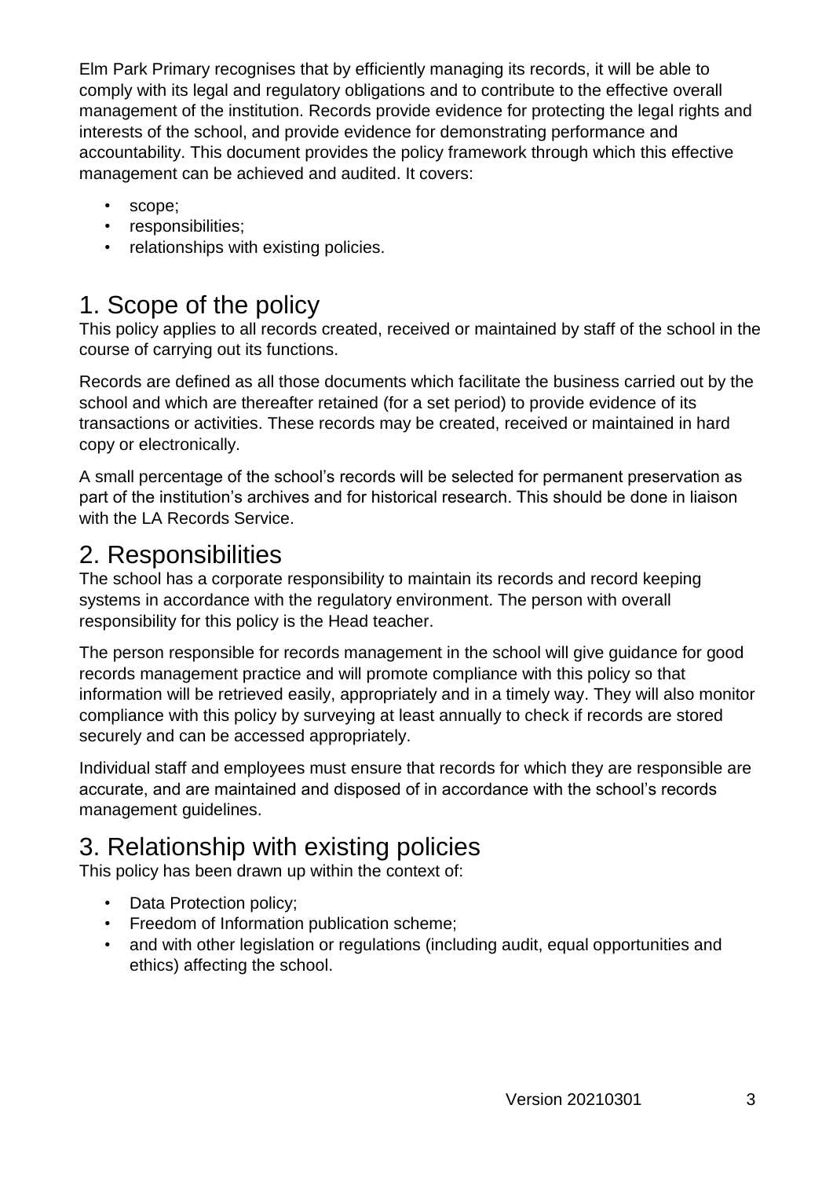Elm Park Primary recognises that by efficiently managing its records, it will be able to comply with its legal and regulatory obligations and to contribute to the effective overall management of the institution. Records provide evidence for protecting the legal rights and interests of the school, and provide evidence for demonstrating performance and accountability. This document provides the policy framework through which this effective management can be achieved and audited. It covers:

- scope;
- responsibilities;
- relationships with existing policies.

## 1. Scope of the policy

This policy applies to all records created, received or maintained by staff of the school in the course of carrying out its functions.

Records are defined as all those documents which facilitate the business carried out by the school and which are thereafter retained (for a set period) to provide evidence of its transactions or activities. These records may be created, received or maintained in hard copy or electronically.

A small percentage of the school's records will be selected for permanent preservation as part of the institution's archives and for historical research. This should be done in liaison with the LA Records Service.

## 2. Responsibilities

The school has a corporate responsibility to maintain its records and record keeping systems in accordance with the regulatory environment. The person with overall responsibility for this policy is the Head teacher.

The person responsible for records management in the school will give guidance for good records management practice and will promote compliance with this policy so that information will be retrieved easily, appropriately and in a timely way. They will also monitor compliance with this policy by surveying at least annually to check if records are stored securely and can be accessed appropriately.

Individual staff and employees must ensure that records for which they are responsible are accurate, and are maintained and disposed of in accordance with the school's records management guidelines.

## 3. Relationship with existing policies

This policy has been drawn up within the context of:

- Data Protection policy;
- Freedom of Information publication scheme;
- and with other legislation or regulations (including audit, equal opportunities and ethics) affecting the school.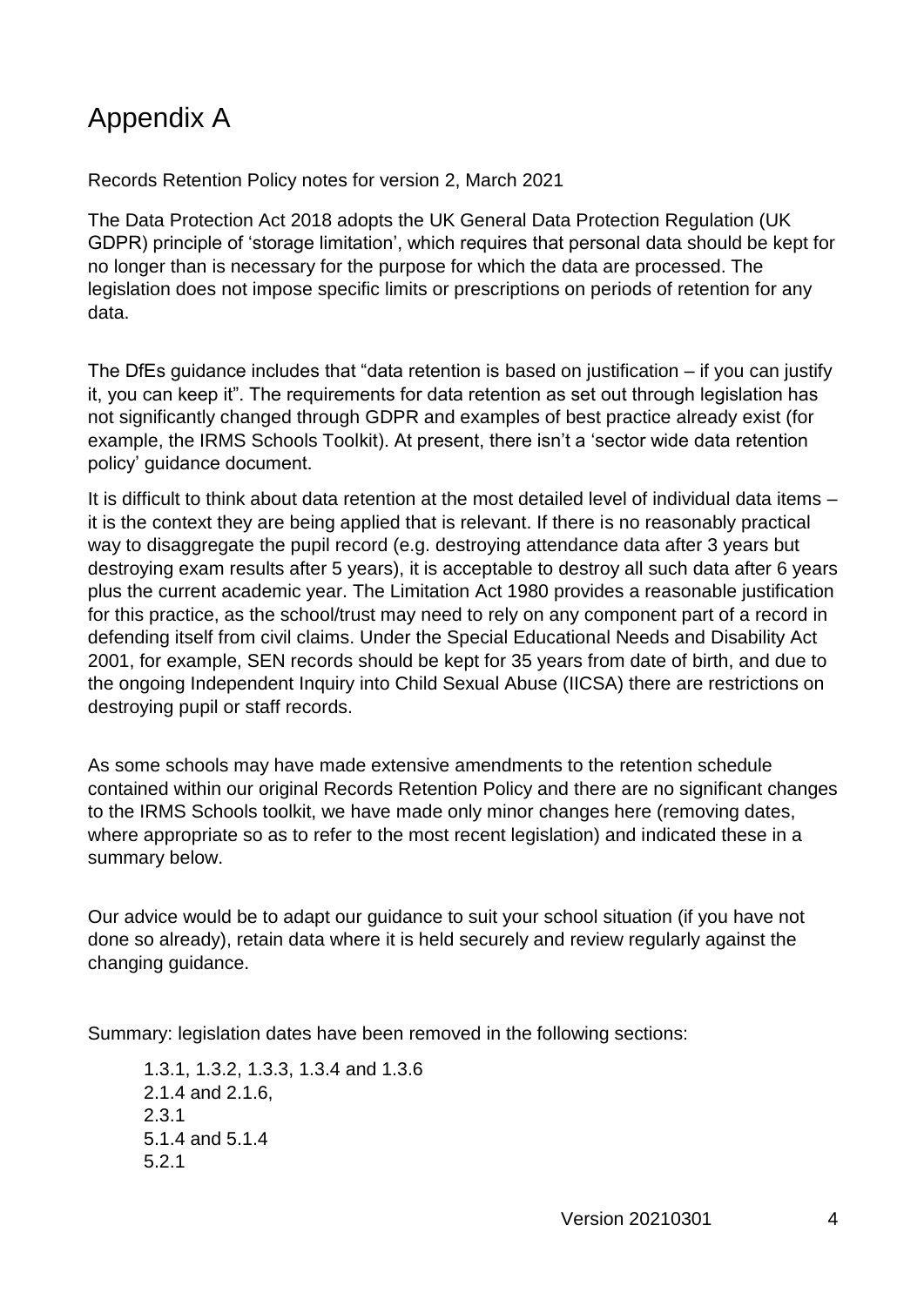# Appendix A

Records Retention Policy notes for version 2, March 2021

The Data Protection Act 2018 adopts the UK General Data Protection Regulation (UK GDPR) principle of 'storage limitation', which requires that personal data should be kept for no longer than is necessary for the purpose for which the data are processed. The legislation does not impose specific limits or prescriptions on periods of retention for any data.

The DfEs guidance includes that "data retention is based on justification – if you can justify it, you can keep it". The requirements for data retention as set out through legislation has not significantly changed through GDPR and examples of best practice already exist (for example, the IRMS Schools Toolkit). At present, there isn't a 'sector wide data retention policy' guidance document.

It is difficult to think about data retention at the most detailed level of individual data items – it is the context they are being applied that is relevant. If there is no reasonably practical way to disaggregate the pupil record (e.g. destroying attendance data after 3 years but destroying exam results after 5 years), it is acceptable to destroy all such data after 6 years plus the current academic year. The Limitation Act 1980 provides a reasonable justification for this practice, as the school/trust may need to rely on any component part of a record in defending itself from civil claims. Under the Special Educational Needs and Disability Act 2001, for example, SEN records should be kept for 35 years from date of birth, and due to the ongoing Independent Inquiry into Child Sexual Abuse (IICSA) there are restrictions on destroying pupil or staff records.

As some schools may have made extensive amendments to the retention schedule contained within our original Records Retention Policy and there are no significant changes to the IRMS Schools toolkit, we have made only minor changes here (removing dates, where appropriate so as to refer to the most recent legislation) and indicated these in a summary below.

Our advice would be to adapt our guidance to suit your school situation (if you have not done so already), retain data where it is held securely and review regularly against the changing guidance.

Summary: legislation dates have been removed in the following sections:

1.3.1, 1.3.2, 1.3.3, 1.3.4 and 1.3.6
2.1.4 and 2.1.6,
2.3.1
5.1.4 and 5.1.4
5.2.1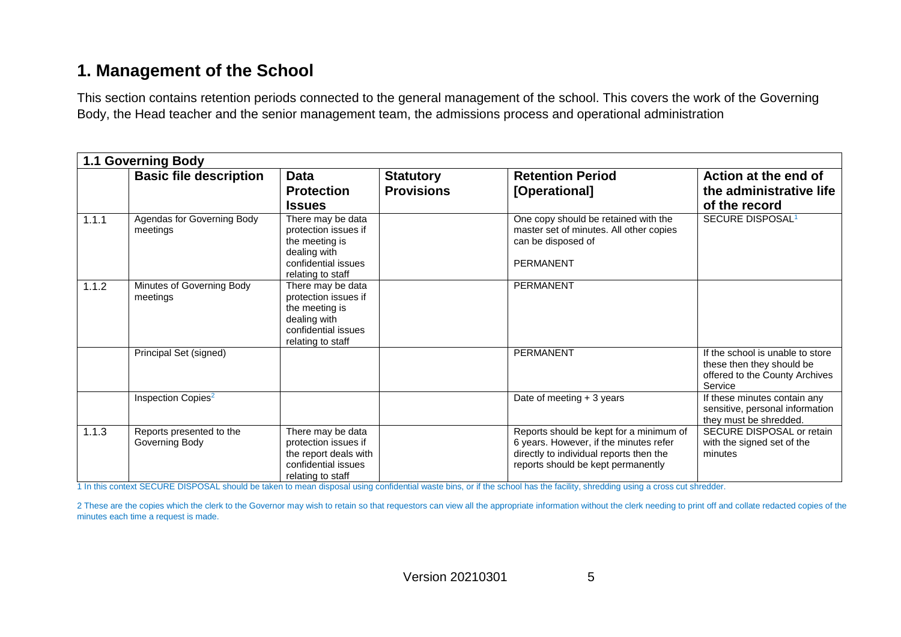# 1. Management of the School

This section contains retention periods connected to the general management of the school. This covers the work of the Governing Body, the Head teacher and the senior management team, the admissions process and operational administration

| 1.1 Governing Body | | | | | |
|---|---|---|---|---|---|
| | **Basic file description** | **Data Protection Issues** | **Statutory Provisions** | **Retention Period [Operational]** | **Action at the end of the administrative life of the record** |
| 1.1.1 | Agendas for Governing Body meetings | There may be data protection issues if the meeting is dealing with confidential issues relating to staff | | One copy should be retained with the master set of minutes. All other copies can be disposed of<br><br>PERMANENT | SECURE DISPOSAL[1] |
| 1.1.2 | Minutes of Governing Body meetings | There may be data protection issues if the meeting is dealing with confidential issues relating to staff | | PERMANENT | |
| | Principal Set (signed) | | | PERMANENT | If the school is unable to store these then they should be offered to the County Archives Service |
| | Inspection Copies[2] | | | Date of meeting + 3 years | If these minutes contain any sensitive, personal information they must be shredded. |
| 1.1.3 | Reports presented to the Governing Body | There may be data protection issues if the report deals with confidential issues relating to staff | | Reports should be kept for a minimum of 6 years. However, if the minutes refer directly to individual reports then the reports should be kept permanently | SECURE DISPOSAL or retain with the signed set of the minutes |

1 In this context SECURE DISPOSAL should be taken to mean disposal using confidential waste bins, or if the school has the facility, shredding using a cross cut shredder.

2 These are the copies which the clerk to the Governor may wish to retain so that requestors can view all the appropriate information without the clerk needing to print off and collate redacted copies of the minutes each time a request is made.

Version 20210301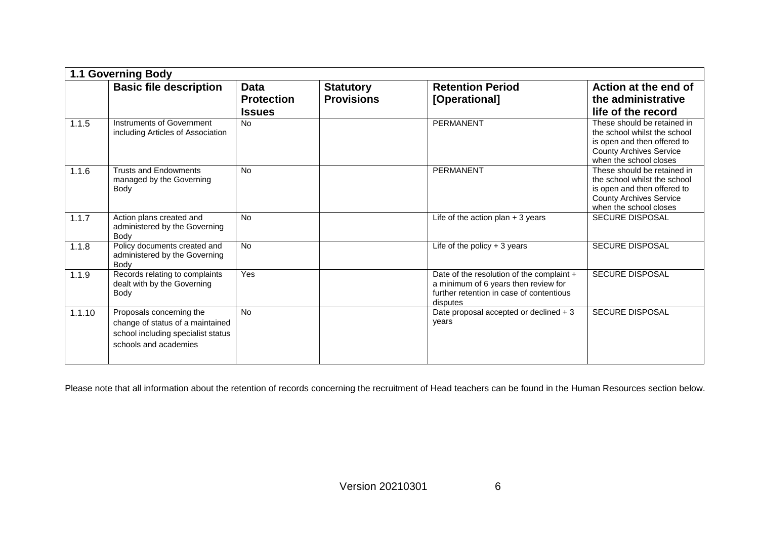| 1.1 Governing Body | | | | | |
|---|---|---|---|---|---|
| | **Basic file description** | **Data Protection Issues** | **Statutory Provisions** | **Retention Period [Operational]** | **Action at the end of the administrative life of the record** |
| 1.1.5 | Instruments of Government including Articles of Association | No | | PERMANENT | These should be retained in the school whilst the school is open and then offered to County Archives Service when the school closes |
| 1.1.6 | Trusts and Endowments managed by the Governing Body | No | | PERMANENT | These should be retained in the school whilst the school is open and then offered to County Archives Service when the school closes |
| 1.1.7 | Action plans created and administered by the Governing Body | No | | Life of the action plan + 3 years | SECURE DISPOSAL |
| 1.1.8 | Policy documents created and administered by the Governing Body | No | | Life of the policy + 3 years | SECURE DISPOSAL |
| 1.1.9 | Records relating to complaints dealt with by the Governing Body | Yes | | Date of the resolution of the complaint + a minimum of 6 years then review for further retention in case of contentious disputes | SECURE DISPOSAL |
| 1.1.10 | Proposals concerning the change of status of a maintained school including specialist status schools and academies | No | | Date proposal accepted or declined + 3 years | SECURE DISPOSAL |

Please note that all information about the retention of records concerning the recruitment of Head teachers can be found in the Human Resources section below.

Version 20210301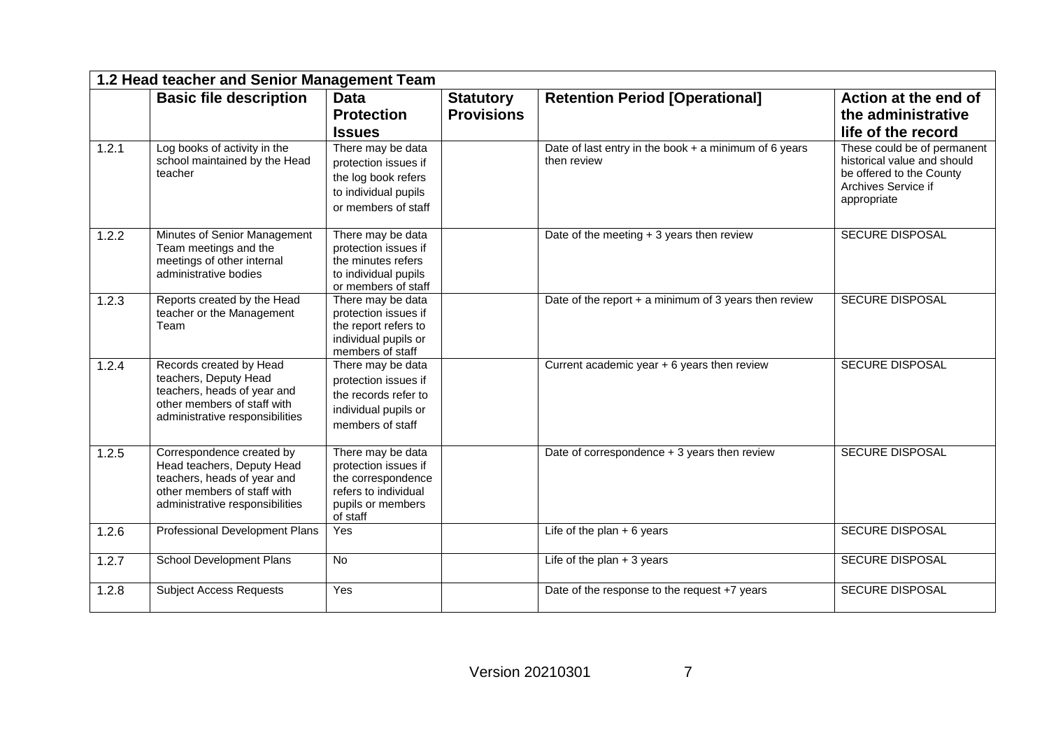| 1.2 Head teacher and Senior Management Team | | | | | |
|---|---|---|---|---|---|
| | **Basic file description** | **Data Protection Issues** | **Statutory Provisions** | **Retention Period [Operational]** | **Action at the end of the administrative life of the record** |
| 1.2.1 | Log books of activity in the school maintained by the Head teacher | There may be data protection issues if the log book refers to individual pupils or members of staff | | Date of last entry in the book + a minimum of 6 years then review | These could be of permanent historical value and should be offered to the County Archives Service if appropriate |
| 1.2.2 | Minutes of Senior Management Team meetings and the meetings of other internal administrative bodies | There may be data protection issues if the minutes refers to individual pupils or members of staff | | Date of the meeting + 3 years then review | SECURE DISPOSAL |
| 1.2.3 | Reports created by the Head teacher or the Management Team | There may be data protection issues if the report refers to individual pupils or members of staff | | Date of the report + a minimum of 3 years then review | SECURE DISPOSAL |
| 1.2.4 | Records created by Head teachers, Deputy Head teachers, heads of year and other members of staff with administrative responsibilities | There may be data protection issues if the records refer to individual pupils or members of staff | | Current academic year + 6 years then review | SECURE DISPOSAL |
| 1.2.5 | Correspondence created by Head teachers, Deputy Head teachers, heads of year and other members of staff with administrative responsibilities | There may be data protection issues if the correspondence refers to individual pupils or members of staff | | Date of correspondence + 3 years then review | SECURE DISPOSAL |
| 1.2.6 | Professional Development Plans | Yes | | Life of the plan + 6 years | SECURE DISPOSAL |
| 1.2.7 | School Development Plans | No | | Life of the plan + 3 years | SECURE DISPOSAL |
| 1.2.8 | Subject Access Requests | Yes | | Date of the response to the request +7 years | SECURE DISPOSAL |

Version 20210301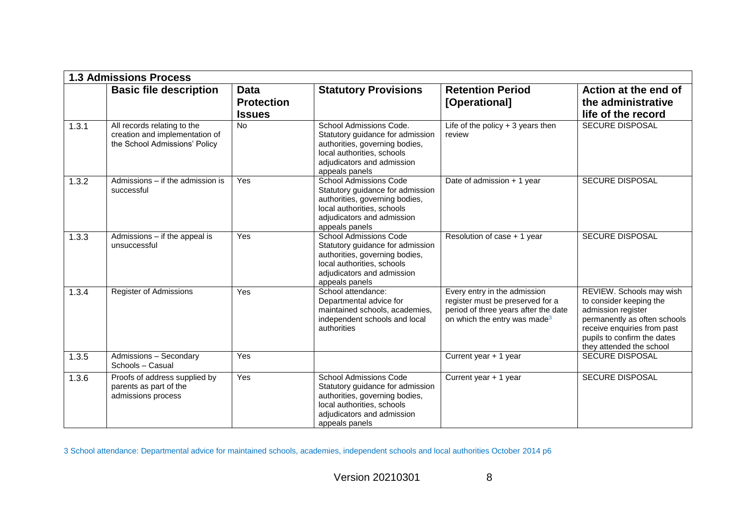| 1.3 Admissions Process | | | | | |
|---|---|---|---|---|---|
| | **Basic file description** | **Data Protection Issues** | **Statutory Provisions** | **Retention Period [Operational]** | **Action at the end of the administrative life of the record** |
| 1.3.1 | All records relating to the creation and implementation of the School Admissions' Policy | No | School Admissions Code. Statutory guidance for admission authorities, governing bodies, local authorities, schools adjudicators and admission appeals panels | Life of the policy + 3 years then review | SECURE DISPOSAL |
| 1.3.2 | Admissions – if the admission is successful | Yes | School Admissions Code Statutory guidance for admission authorities, governing bodies, local authorities, schools adjudicators and admission appeals panels | Date of admission + 1 year | SECURE DISPOSAL |
| 1.3.3 | Admissions – if the appeal is unsuccessful | Yes | School Admissions Code Statutory guidance for admission authorities, governing bodies, local authorities, schools adjudicators and admission appeals panels | Resolution of case + 1 year | SECURE DISPOSAL |
| 1.3.4 | Register of Admissions | Yes | School attendance: Departmental advice for maintained schools, academies, independent schools and local authorities | Every entry in the admission register must be preserved for a period of three years after the date on which the entry was made[3] | REVIEW. Schools may wish to consider keeping the admission register permanently as often schools receive enquiries from past pupils to confirm the dates they attended the school |
| 1.3.5 | Admissions – Secondary Schools – Casual | Yes | | Current year + 1 year | SECURE DISPOSAL |
| 1.3.6 | Proofs of address supplied by parents as part of the admissions process | Yes | School Admissions Code Statutory guidance for admission authorities, governing bodies, local authorities, schools adjudicators and admission appeals panels | Current year + 1 year | SECURE DISPOSAL |

3 School attendance: Departmental advice for maintained schools, academies, independent schools and local authorities October 2014 p6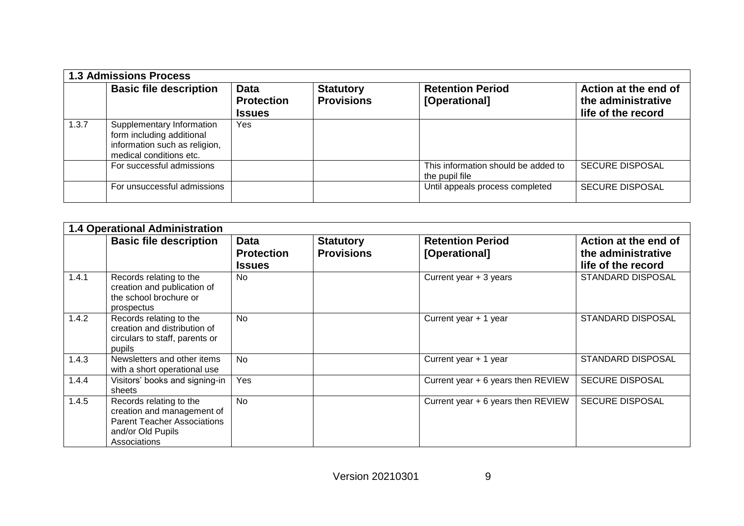| **1.3 Admissions Process** | | | | | |
|---|---|---|---|---|---|
| | **Basic file description** | **Data Protection Issues** | **Statutory Provisions** | **Retention Period [Operational]** | **Action at the end of the administrative life of the record** |
| 1.3.7 | Supplementary Information form including additional information such as religion, medical conditions etc. | Yes | | | |
| | For successful admissions | | | This information should be added to the pupil file | SECURE DISPOSAL |
| | For unsuccessful admissions | | | Until appeals process completed | SECURE DISPOSAL |

| **1.4 Operational Administration** | | | | | |
|---|---|---|---|---|---|
| | **Basic file description** | **Data Protection Issues** | **Statutory Provisions** | **Retention Period [Operational]** | **Action at the end of the administrative life of the record** |
| 1.4.1 | Records relating to the creation and publication of the school brochure or prospectus | No | | Current year + 3 years | STANDARD DISPOSAL |
| 1.4.2 | Records relating to the creation and distribution of circulars to staff, parents or pupils | No | | Current year + 1 year | STANDARD DISPOSAL |
| 1.4.3 | Newsletters and other items with a short operational use | No | | Current year + 1 year | STANDARD DISPOSAL |
| 1.4.4 | Visitors' books and signing-in sheets | Yes | | Current year + 6 years then REVIEW | SECURE DISPOSAL |
| 1.4.5 | Records relating to the creation and management of Parent Teacher Associations and/or Old Pupils Associations | No | | Current year + 6 years then REVIEW | SECURE DISPOSAL |

Version 20210301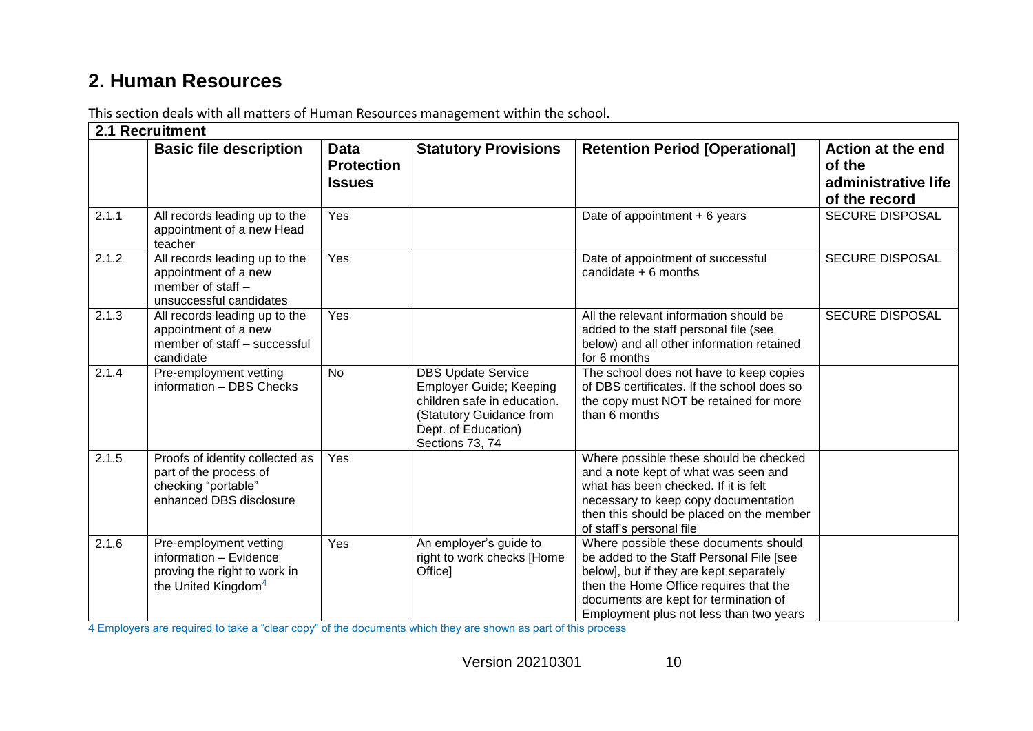## 2. Human Resources

This section deals with all matters of Human Resources management within the school.

| 2.1 Recruitment | | | | | |
|---|---|---|---|---|---|
| | **Basic file description** | **Data Protection Issues** | **Statutory Provisions** | **Retention Period [Operational]** | **Action at the end of the administrative life of the record** |
| 2.1.1 | All records leading up to the appointment of a new Head teacher | Yes | | Date of appointment + 6 years | SECURE DISPOSAL |
| 2.1.2 | All records leading up to the appointment of a new member of staff – unsuccessful candidates | Yes | | Date of appointment of successful candidate + 6 months | SECURE DISPOSAL |
| 2.1.3 | All records leading up to the appointment of a new member of staff – successful candidate | Yes | | All the relevant information should be added to the staff personal file (see below) and all other information retained for 6 months | SECURE DISPOSAL |
| 2.1.4 | Pre-employment vetting information – DBS Checks | No | DBS Update Service Employer Guide; Keeping children safe in education. (Statutory Guidance from Dept. of Education) Sections 73, 74 | The school does not have to keep copies of DBS certificates. If the school does so the copy must NOT be retained for more than 6 months | |
| 2.1.5 | Proofs of identity collected as part of the process of checking "portable" enhanced DBS disclosure | Yes | | Where possible these should be checked and a note kept of what was seen and what has been checked. If it is felt necessary to keep copy documentation then this should be placed on the member of staff's personal file | |
| 2.1.6 | Pre-employment vetting information – Evidence proving the right to work in the United Kingdom[4] | Yes | An employer's guide to right to work checks [Home Office] | Where possible these documents should be added to the Staff Personal File [see below], but if they are kept separately then the Home Office requires that the documents are kept for termination of Employment plus not less than two years | |

4 Employers are required to take a "clear copy" of the documents which they are shown as part of this process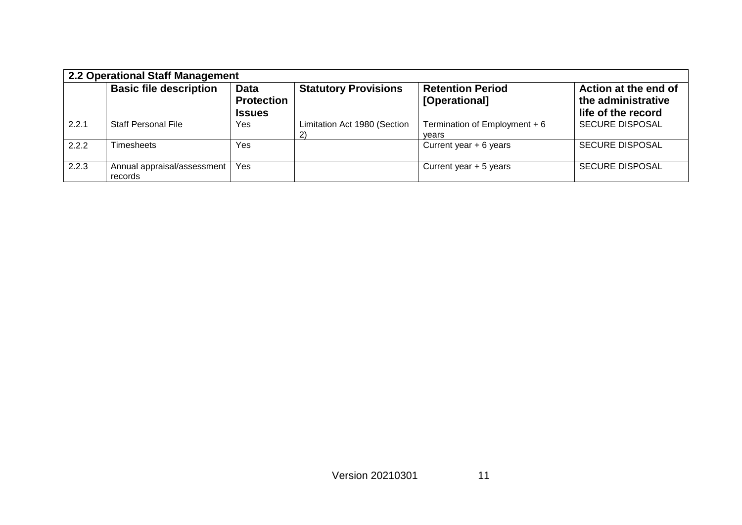| 2.2 Operational Staff Management | | | | | |
|---|---|---|---|---|---|
| | **Basic file description** | **Data Protection Issues** | **Statutory Provisions** | **Retention Period [Operational]** | **Action at the end of the administrative life of the record** |
| 2.2.1 | Staff Personal File | Yes | Limitation Act 1980 (Section 2) | Termination of Employment + 6 years | SECURE DISPOSAL |
| 2.2.2 | Timesheets | Yes | | Current year + 6 years | SECURE DISPOSAL |
| 2.2.3 | Annual appraisal/assessment records | Yes | | Current year + 5 years | SECURE DISPOSAL |

Version 20210301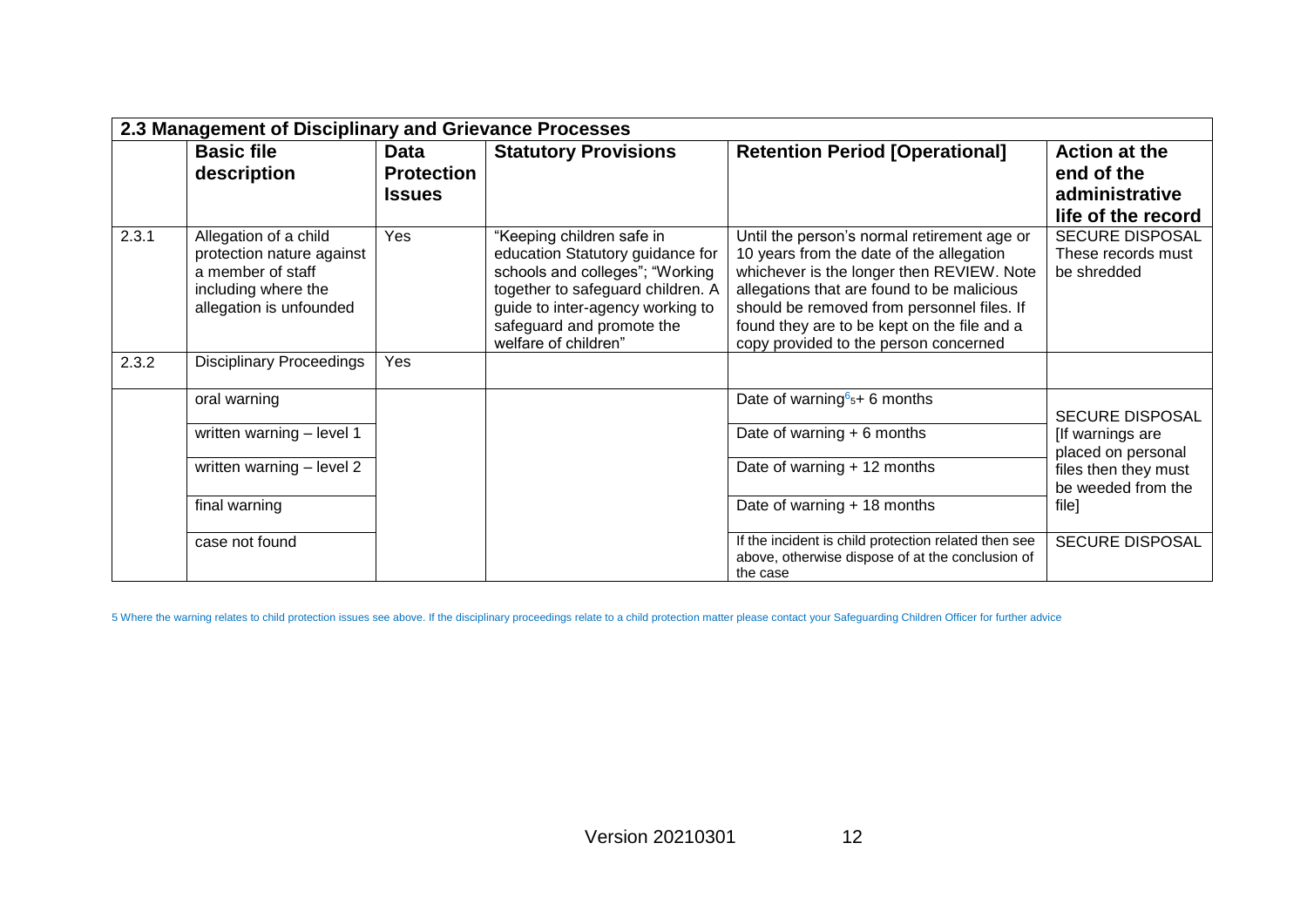| 2.3 Management of Disciplinary and Grievance Processes | | | | | |
|---|---|---|---|---|---|
| | **Basic file description** | **Data Protection Issues** | **Statutory Provisions** | **Retention Period [Operational]** | **Action at the end of the administrative life of the record** |
| 2.3.1 | Allegation of a child protection nature against a member of staff including where the allegation is unfounded | Yes | "Keeping children safe in education Statutory guidance for schools and colleges"; "Working together to safeguard children. A guide to inter-agency working to safeguard and promote the welfare of children" | Until the person's normal retirement age or 10 years from the date of the allegation whichever is the longer then REVIEW. Note allegations that are found to be malicious should be removed from personnel files. If found they are to be kept on the file and a copy provided to the person concerned | SECURE DISPOSAL These records must be shredded |
| 2.3.2 | Disciplinary Proceedings | Yes | | | |
| | oral warning | | | Date of warning[5] + 6 months | SECURE DISPOSAL [If warnings are placed on personal files then they must be weeded from the file] |
| | written warning – level 1 | | | Date of warning + 6 months | |
| | written warning – level 2 | | | Date of warning + 12 months | |
| | final warning | | | Date of warning + 18 months | |
| | case not found | | | If the incident is child protection related then see above, otherwise dispose of at the conclusion of the case | SECURE DISPOSAL |

5 Where the warning relates to child protection issues see above. If the disciplinary proceedings relate to a child protection matter please contact your Safeguarding Children Officer for further advice

Version 20210301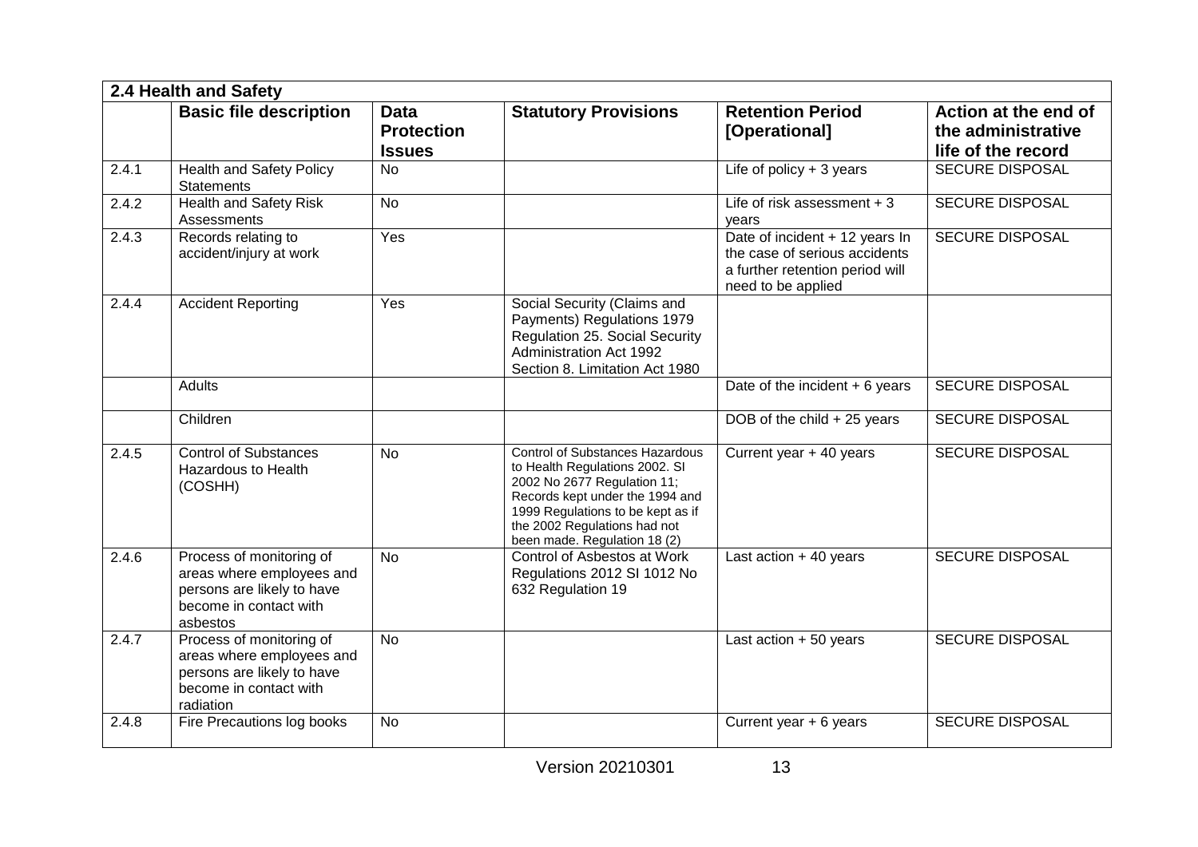| 2.4 Health and Safety | | | | | |
|---|---|---|---|---|---|
| | **Basic file description** | **Data Protection Issues** | **Statutory Provisions** | **Retention Period [Operational]** | **Action at the end of the administrative life of the record** |
| 2.4.1 | Health and Safety Policy Statements | No | | Life of policy + 3 years | SECURE DISPOSAL |
| 2.4.2 | Health and Safety Risk Assessments | No | | Life of risk assessment + 3 years | SECURE DISPOSAL |
| 2.4.3 | Records relating to accident/injury at work | Yes | | Date of incident + 12 years In the case of serious accidents a further retention period will need to be applied | SECURE DISPOSAL |
| 2.4.4 | Accident Reporting | Yes | Social Security (Claims and Payments) Regulations 1979 Regulation 25. Social Security Administration Act 1992 Section 8. Limitation Act 1980 | | |
| | Adults | | | Date of the incident + 6 years | SECURE DISPOSAL |
| | Children | | | DOB of the child + 25 years | SECURE DISPOSAL |
| 2.4.5 | Control of Substances Hazardous to Health (COSHH) | No | Control of Substances Hazardous to Health Regulations 2002. SI 2002 No 2677 Regulation 11; Records kept under the 1994 and 1999 Regulations to be kept as if the 2002 Regulations had not been made. Regulation 18 (2) | Current year + 40 years | SECURE DISPOSAL |
| 2.4.6 | Process of monitoring of areas where employees and persons are likely to have become in contact with asbestos | No | Control of Asbestos at Work Regulations 2012 SI 1012 No 632 Regulation 19 | Last action + 40 years | SECURE DISPOSAL |
| 2.4.7 | Process of monitoring of areas where employees and persons are likely to have become in contact with radiation | No | | Last action + 50 years | SECURE DISPOSAL |
| 2.4.8 | Fire Precautions log books | No | | Current year + 6 years | SECURE DISPOSAL |

Version 20210301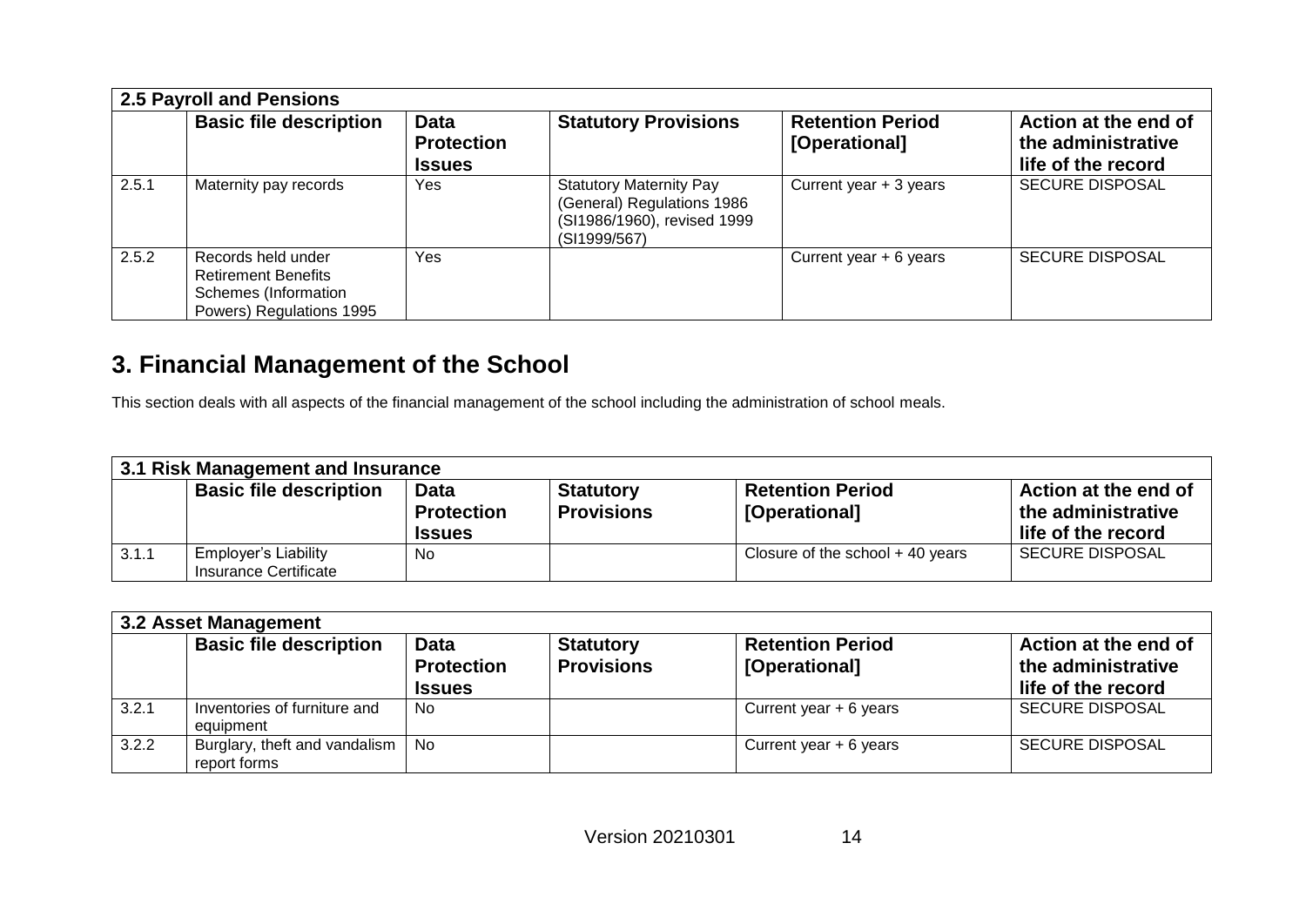| 2.5 Payroll and Pensions | | | | | |
|---|---|---|---|---|---|
| | **Basic file description** | **Data Protection Issues** | **Statutory Provisions** | **Retention Period [Operational]** | **Action at the end of the administrative life of the record** |
| 2.5.1 | Maternity pay records | Yes | Statutory Maternity Pay (General) Regulations 1986 (SI1986/1960), revised 1999 (SI1999/567) | Current year + 3 years | SECURE DISPOSAL |
| 2.5.2 | Records held under Retirement Benefits Schemes (Information Powers) Regulations 1995 | Yes | | Current year + 6 years | SECURE DISPOSAL |

# 3. Financial Management of the School

This section deals with all aspects of the financial management of the school including the administration of school meals.

| 3.1 Risk Management and Insurance | | | | | |
|---|---|---|---|---|---|
| | **Basic file description** | **Data Protection Issues** | **Statutory Provisions** | **Retention Period [Operational]** | **Action at the end of the administrative life of the record** |
| 3.1.1 | Employer's Liability Insurance Certificate | No | | Closure of the school + 40 years | SECURE DISPOSAL |

| 3.2 Asset Management | | | | | |
|---|---|---|---|---|---|
| | **Basic file description** | **Data Protection Issues** | **Statutory Provisions** | **Retention Period [Operational]** | **Action at the end of the administrative life of the record** |
| 3.2.1 | Inventories of furniture and equipment | No | | Current year + 6 years | SECURE DISPOSAL |
| 3.2.2 | Burglary, theft and vandalism report forms | No | | Current year + 6 years | SECURE DISPOSAL |

Version 20210301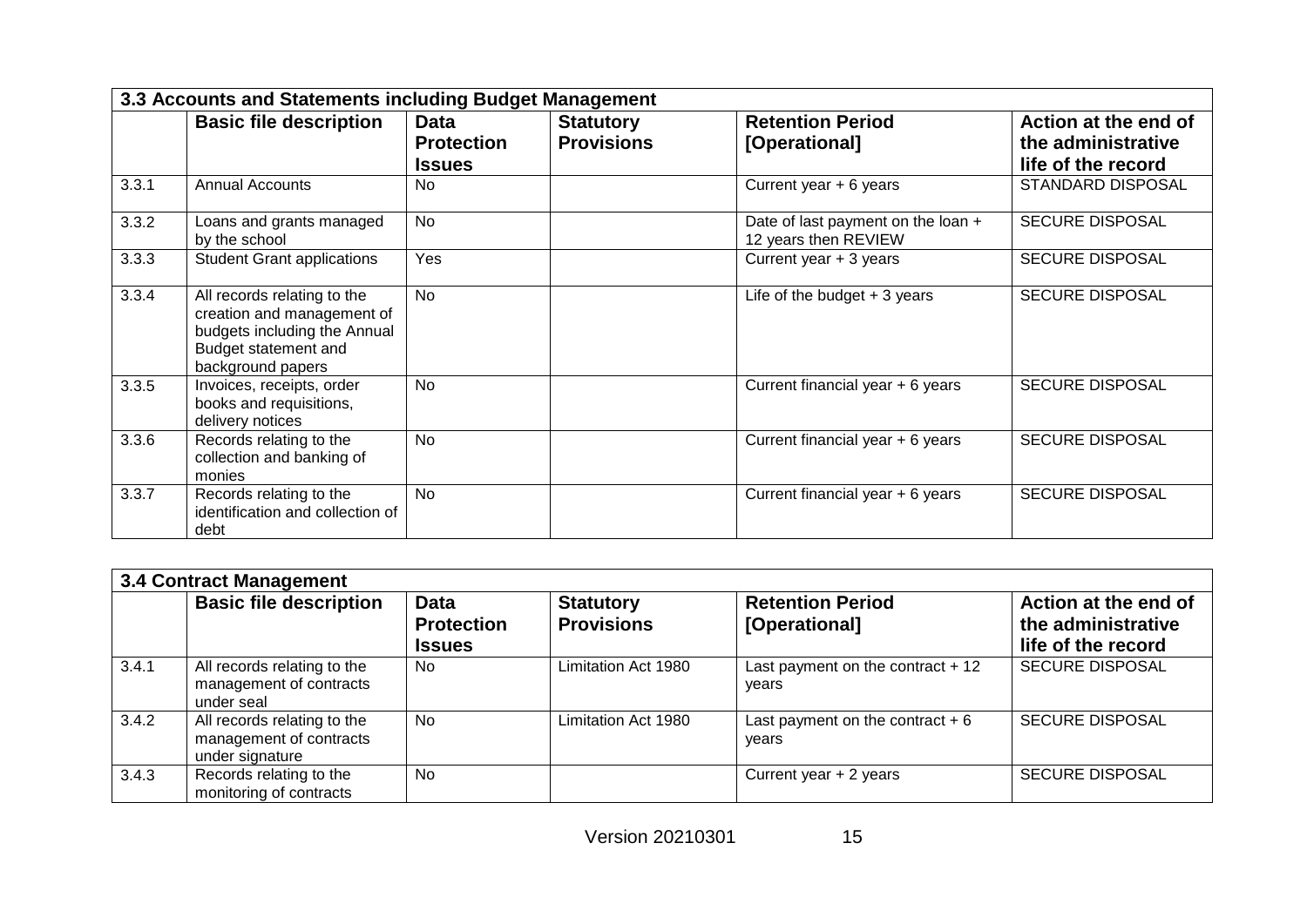| 3.3 Accounts and Statements including Budget Management | | | | | |
|---|---|---|---|---|---|
| | **Basic file description** | **Data Protection Issues** | **Statutory Provisions** | **Retention Period [Operational]** | **Action at the end of the administrative life of the record** |
| 3.3.1 | Annual Accounts | No | | Current year + 6 years | STANDARD DISPOSAL |
| 3.3.2 | Loans and grants managed by the school | No | | Date of last payment on the loan + 12 years then REVIEW | SECURE DISPOSAL |
| 3.3.3 | Student Grant applications | Yes | | Current year + 3 years | SECURE DISPOSAL |
| 3.3.4 | All records relating to the creation and management of budgets including the Annual Budget statement and background papers | No | | Life of the budget + 3 years | SECURE DISPOSAL |
| 3.3.5 | Invoices, receipts, order books and requisitions, delivery notices | No | | Current financial year + 6 years | SECURE DISPOSAL |
| 3.3.6 | Records relating to the collection and banking of monies | No | | Current financial year + 6 years | SECURE DISPOSAL |
| 3.3.7 | Records relating to the identification and collection of debt | No | | Current financial year + 6 years | SECURE DISPOSAL |

| 3.4 Contract Management | | | | | |
|---|---|---|---|---|---|
| | **Basic file description** | **Data Protection Issues** | **Statutory Provisions** | **Retention Period [Operational]** | **Action at the end of the administrative life of the record** |
| 3.4.1 | All records relating to the management of contracts under seal | No | Limitation Act 1980 | Last payment on the contract + 12 years | SECURE DISPOSAL |
| 3.4.2 | All records relating to the management of contracts under signature | No | Limitation Act 1980 | Last payment on the contract + 6 years | SECURE DISPOSAL |
| 3.4.3 | Records relating to the monitoring of contracts | No | | Current year + 2 years | SECURE DISPOSAL |

Version 20210301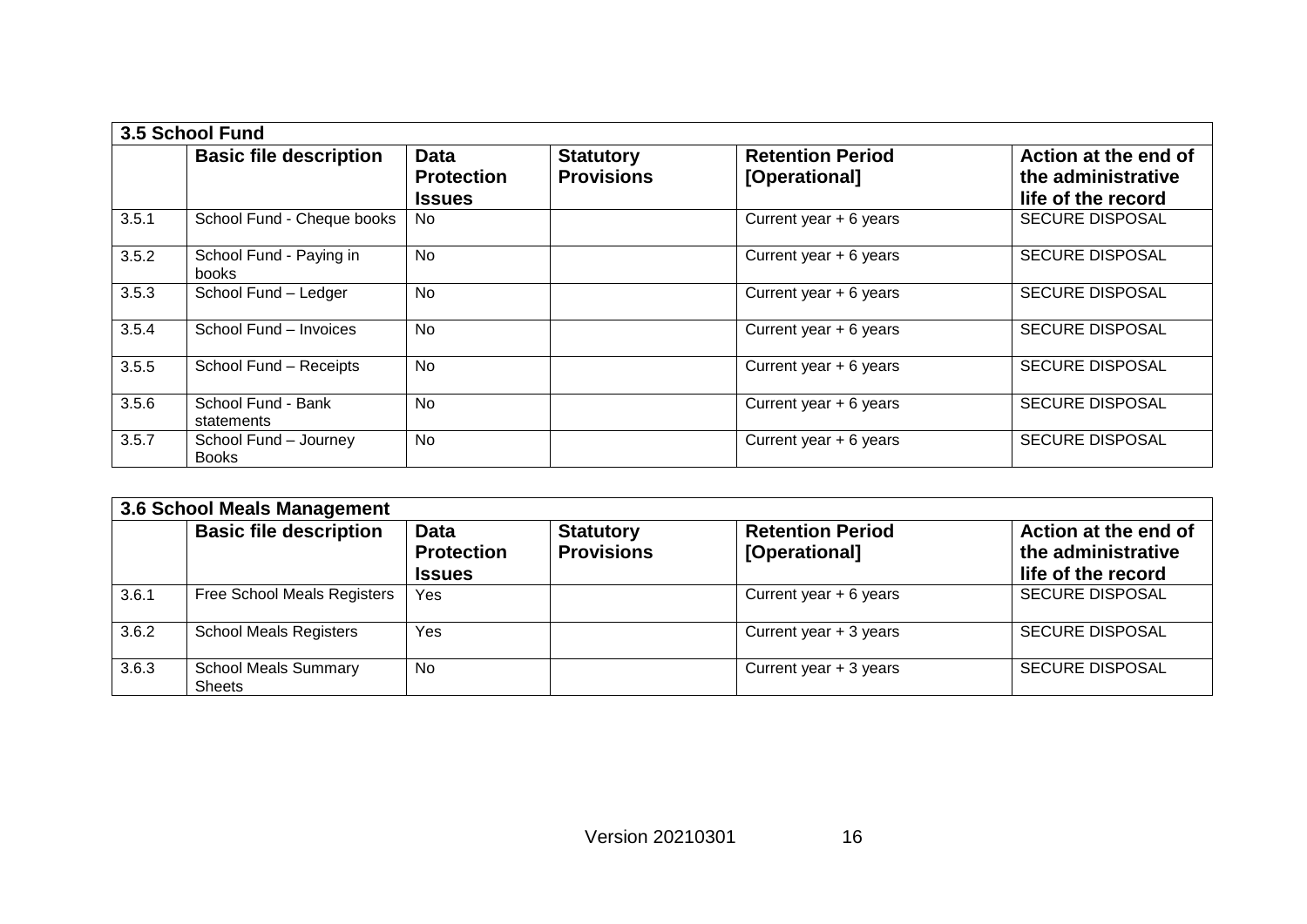| 3.5 School Fund | | | | | |
|---|---|---|---|---|---|
| | **Basic file description** | **Data Protection Issues** | **Statutory Provisions** | **Retention Period [Operational]** | **Action at the end of the administrative life of the record** |
| 3.5.1 | School Fund - Cheque books | No | | Current year + 6 years | SECURE DISPOSAL |
| 3.5.2 | School Fund - Paying in books | No | | Current year + 6 years | SECURE DISPOSAL |
| 3.5.3 | School Fund – Ledger | No | | Current year + 6 years | SECURE DISPOSAL |
| 3.5.4 | School Fund – Invoices | No | | Current year + 6 years | SECURE DISPOSAL |
| 3.5.5 | School Fund – Receipts | No | | Current year + 6 years | SECURE DISPOSAL |
| 3.5.6 | School Fund - Bank statements | No | | Current year + 6 years | SECURE DISPOSAL |
| 3.5.7 | School Fund – Journey Books | No | | Current year + 6 years | SECURE DISPOSAL |

| 3.6 School Meals Management | | | | | |
|---|---|---|---|---|---|
| | **Basic file description** | **Data Protection Issues** | **Statutory Provisions** | **Retention Period [Operational]** | **Action at the end of the administrative life of the record** |
| 3.6.1 | Free School Meals Registers | Yes | | Current year + 6 years | SECURE DISPOSAL |
| 3.6.2 | School Meals Registers | Yes | | Current year + 3 years | SECURE DISPOSAL |
| 3.6.3 | School Meals Summary Sheets | No | | Current year + 3 years | SECURE DISPOSAL |

Version 20210301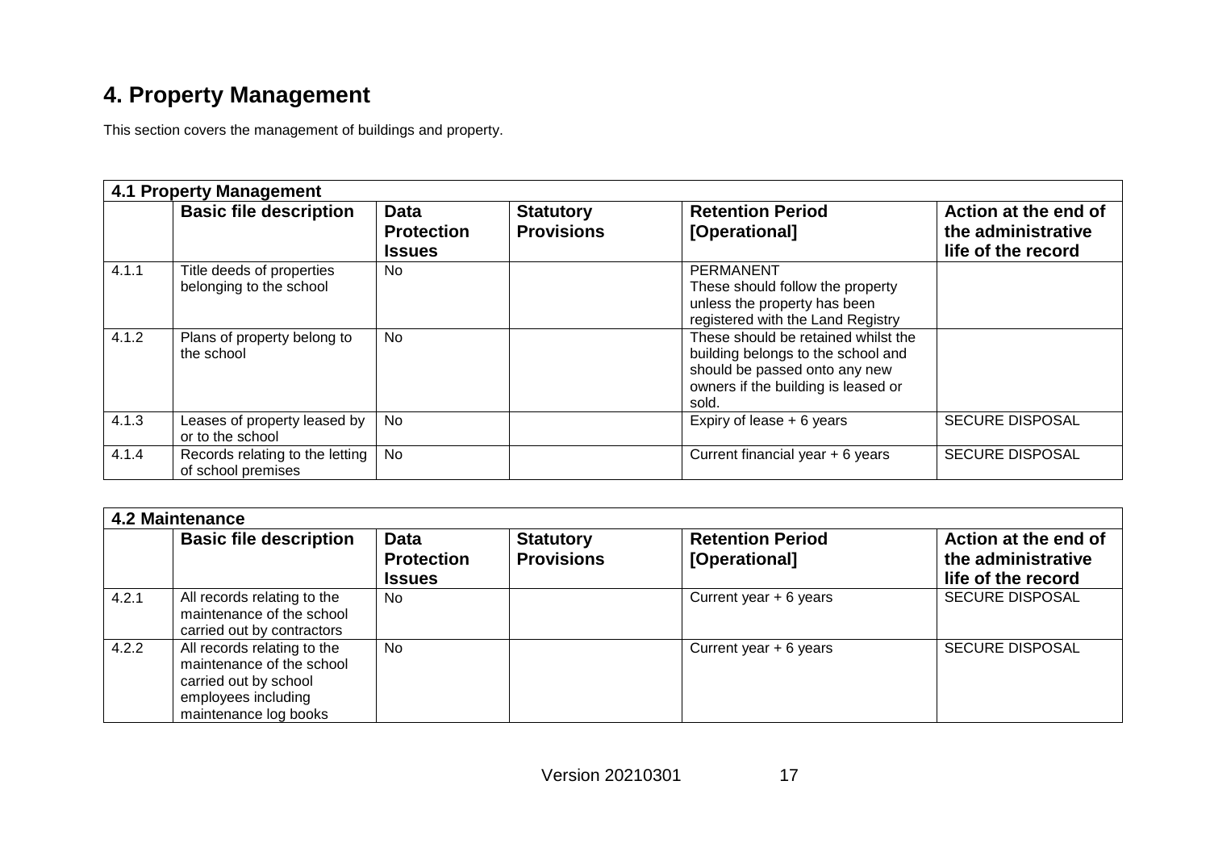# 4. Property Management

This section covers the management of buildings and property.

| **4.1 Property Management** | | | | | |
|---|---|---|---|---|---|
| | **Basic file description** | **Data Protection Issues** | **Statutory Provisions** | **Retention Period [Operational]** | **Action at the end of the administrative life of the record** |
| 4.1.1 | Title deeds of properties belonging to the school | No | | PERMANENT These should follow the property unless the property has been registered with the Land Registry | |
| 4.1.2 | Plans of property belong to the school | No | | These should be retained whilst the building belongs to the school and should be passed onto any new owners if the building is leased or sold. | |
| 4.1.3 | Leases of property leased by or to the school | No | | Expiry of lease + 6 years | SECURE DISPOSAL |
| 4.1.4 | Records relating to the letting of school premises | No | | Current financial year + 6 years | SECURE DISPOSAL |

| **4.2 Maintenance** | | | | | |
|---|---|---|---|---|---|
| | **Basic file description** | **Data Protection Issues** | **Statutory Provisions** | **Retention Period [Operational]** | **Action at the end of the administrative life of the record** |
| 4.2.1 | All records relating to the maintenance of the school carried out by contractors | No | | Current year + 6 years | SECURE DISPOSAL |
| 4.2.2 | All records relating to the maintenance of the school carried out by school employees including maintenance log books | No | | Current year + 6 years | SECURE DISPOSAL |

Version 20210301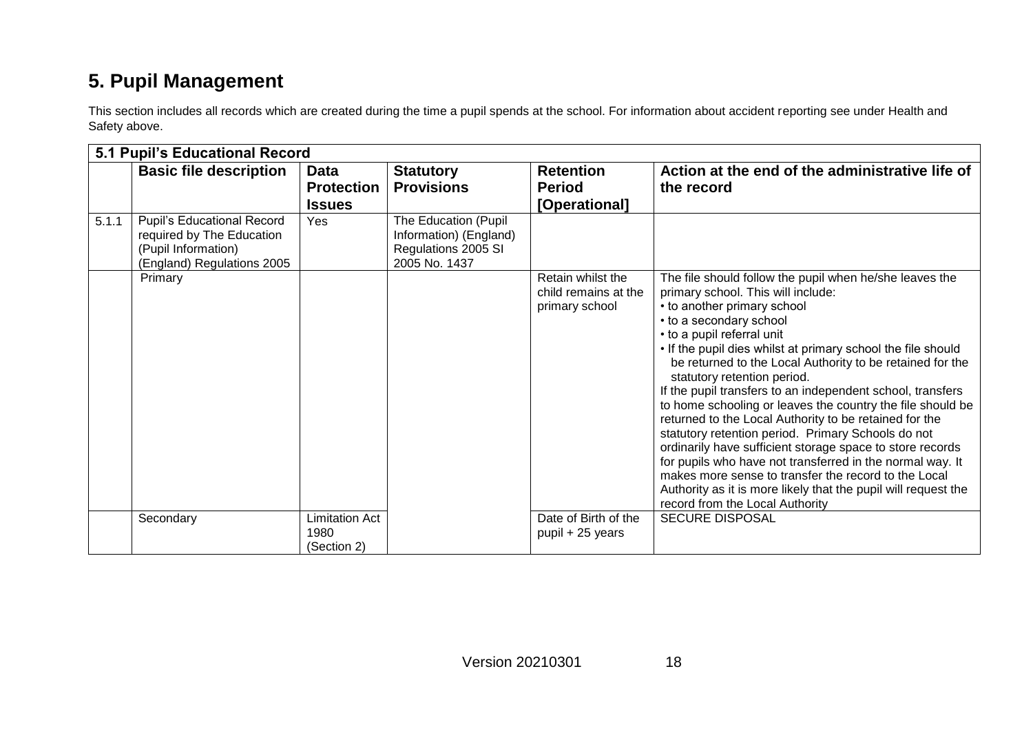# 5. Pupil Management

This section includes all records which are created during the time a pupil spends at the school. For information about accident reporting see under Health and Safety above.

| 5.1 Pupil's Educational Record | | | | | |
|---|---|---|---|---|---|
| | **Basic file description** | **Data Protection Issues** | **Statutory Provisions** | **Retention Period [Operational]** | **Action at the end of the administrative life of the record** |
| 5.1.1 | Pupil's Educational Record required by The Education (Pupil Information) (England) Regulations 2005 | Yes | The Education (Pupil Information) (England) Regulations 2005 SI 2005 No. 1437 | | |
| | Primary | | | Retain whilst the child remains at the primary school | The file should follow the pupil when he/she leaves the primary school. This will include:<br>• to another primary school<br>• to a secondary school<br>• to a pupil referral unit<br>• If the pupil dies whilst at primary school the file should be returned to the Local Authority to be retained for the statutory retention period.<br>If the pupil transfers to an independent school, transfers to home schooling or leaves the country the file should be returned to the Local Authority to be retained for the statutory retention period. Primary Schools do not ordinarily have sufficient storage space to store records for pupils who have not transferred in the normal way. It makes more sense to transfer the record to the Local Authority as it is more likely that the pupil will request the record from the Local Authority |
| | Secondary | Limitation Act 1980 (Section 2) | | Date of Birth of the pupil + 25 years | SECURE DISPOSAL |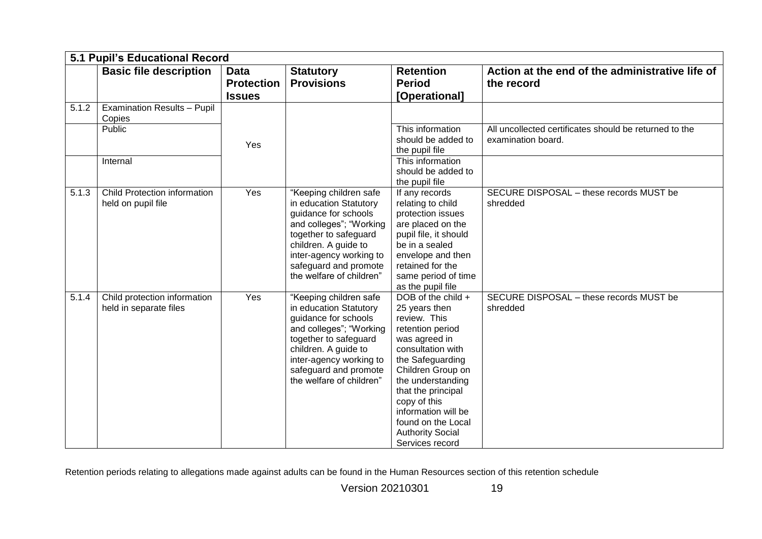| 5.1 Pupil's Educational Record | | | | | |
|---|---|---|---|---|---|
| | **Basic file description** | **Data Protection Issues** | **Statutory Provisions** | **Retention Period [Operational]** | **Action at the end of the administrative life of the record** |
| 5.1.2 | Examination Results – Pupil Copies | Yes | | | |
| | Public | | | This information should be added to the pupil file | All uncollected certificates should be returned to the examination board. |
| | Internal | | | This information should be added to the pupil file | |
| 5.1.3 | Child Protection information held on pupil file | Yes | "Keeping children safe in education Statutory guidance for schools and colleges"; "Working together to safeguard children. A guide to inter-agency working to safeguard and promote the welfare of children" | If any records relating to child protection issues are placed on the pupil file, it should be in a sealed envelope and then retained for the same period of time as the pupil file | SECURE DISPOSAL – these records MUST be shredded |
| 5.1.4 | Child protection information held in separate files | Yes | "Keeping children safe in education Statutory guidance for schools and colleges"; "Working together to safeguard children. A guide to inter-agency working to safeguard and promote the welfare of children" | DOB of the child + 25 years then review. This retention period was agreed in consultation with the Safeguarding Children Group on the understanding that the principal copy of this information will be found on the Local Authority Social Services record | SECURE DISPOSAL – these records MUST be shredded |

Retention periods relating to allegations made against adults can be found in the Human Resources section of this retention schedule

Version 20210301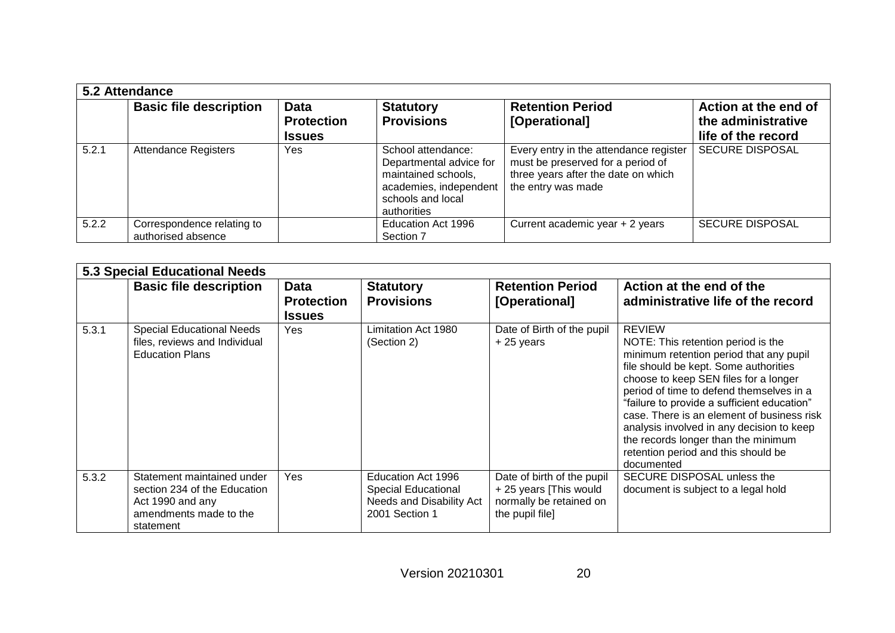| 5.2 Attendance | | | | | |
|---|---|---|---|---|---|
| | **Basic file description** | **Data Protection Issues** | **Statutory Provisions** | **Retention Period [Operational]** | **Action at the end of the administrative life of the record** |
| 5.2.1 | Attendance Registers | Yes | School attendance: Departmental advice for maintained schools, academies, independent schools and local authorities | Every entry in the attendance register must be preserved for a period of three years after the date on which the entry was made | SECURE DISPOSAL |
| 5.2.2 | Correspondence relating to authorised absence | | Education Act 1996 Section 7 | Current academic year + 2 years | SECURE DISPOSAL |

| 5.3 Special Educational Needs | | | | | |
|---|---|---|---|---|---|
| | **Basic file description** | **Data Protection Issues** | **Statutory Provisions** | **Retention Period [Operational]** | **Action at the end of the administrative life of the record** |
| 5.3.1 | Special Educational Needs files, reviews and Individual Education Plans | Yes | Limitation Act 1980 (Section 2) | Date of Birth of the pupil + 25 years | REVIEW<br>NOTE: This retention period is the minimum retention period that any pupil file should be kept. Some authorities choose to keep SEN files for a longer period of time to defend themselves in a "failure to provide a sufficient education" case. There is an element of business risk analysis involved in any decision to keep the records longer than the minimum retention period and this should be documented |
| 5.3.2 | Statement maintained under section 234 of the Education Act 1990 and any amendments made to the statement | Yes | Education Act 1996 Special Educational Needs and Disability Act 2001 Section 1 | Date of birth of the pupil + 25 years [This would normally be retained on the pupil file] | SECURE DISPOSAL unless the document is subject to a legal hold |

Version 20210301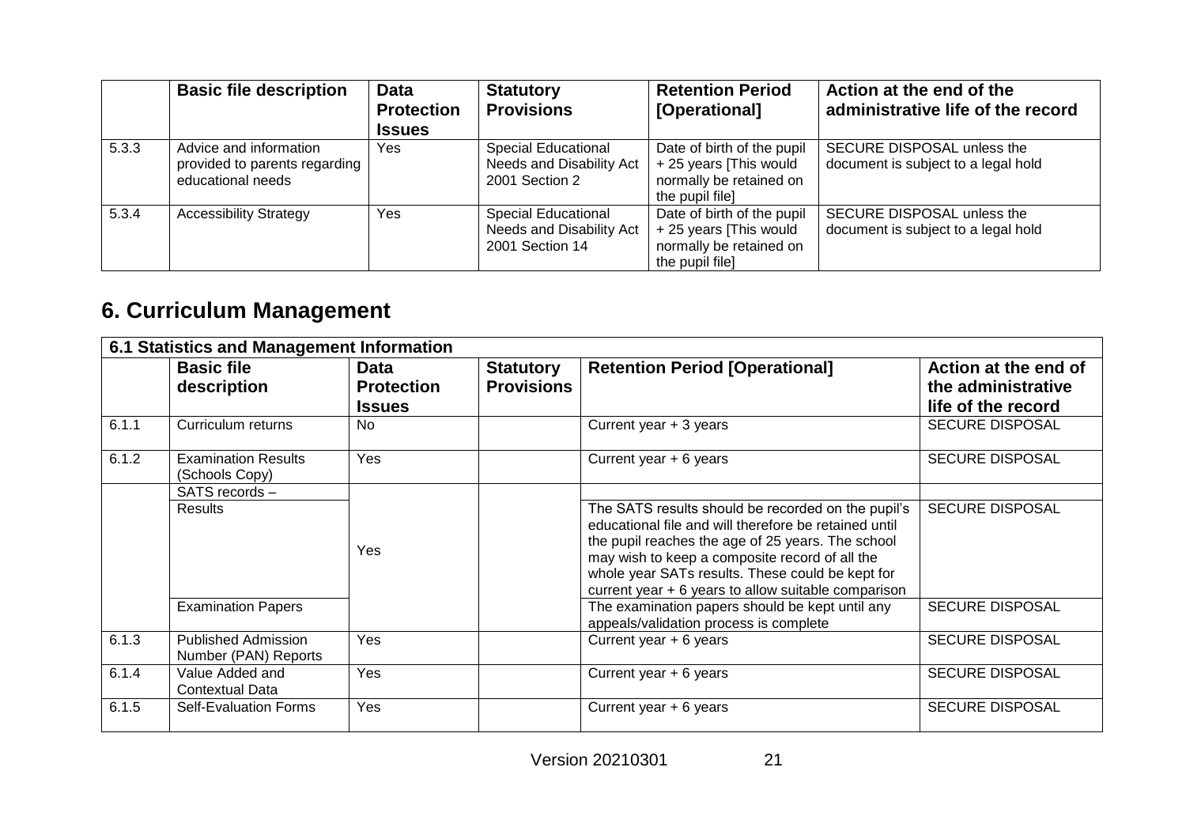| | Basic file description | Data Protection Issues | Statutory Provisions | Retention Period [Operational] | Action at the end of the administrative life of the record |
|---|---|---|---|---|---|
| 5.3.3 | Advice and information provided to parents regarding educational needs | Yes | Special Educational Needs and Disability Act 2001 Section 2 | Date of birth of the pupil + 25 years [This would normally be retained on the pupil file] | SECURE DISPOSAL unless the document is subject to a legal hold |
| 5.3.4 | Accessibility Strategy | Yes | Special Educational Needs and Disability Act 2001 Section 14 | Date of birth of the pupil + 25 years [This would normally be retained on the pupil file] | SECURE DISPOSAL unless the document is subject to a legal hold |

# 6. Curriculum Management

| 6.1 Statistics and Management Information | | | | | |
|---|---|---|---|---|---|
| | **Basic file description** | **Data Protection Issues** | **Statutory Provisions** | **Retention Period [Operational]** | **Action at the end of the administrative life of the record** |
| 6.1.1 | Curriculum returns | No | | Current year + 3 years | SECURE DISPOSAL |
| 6.1.2 | Examination Results (Schools Copy) | Yes | | Current year + 6 years | SECURE DISPOSAL |
| | SATS records – | | | | |
| | Results | Yes | | The SATS results should be recorded on the pupil's educational file and will therefore be retained until the pupil reaches the age of 25 years. The school may wish to keep a composite record of all the whole year SATs results. These could be kept for current year + 6 years to allow suitable comparison | SECURE DISPOSAL |
| | Examination Papers | | | The examination papers should be kept until any appeals/validation process is complete | SECURE DISPOSAL |
| 6.1.3 | Published Admission Number (PAN) Reports | Yes | | Current year + 6 years | SECURE DISPOSAL |
| 6.1.4 | Value Added and Contextual Data | Yes | | Current year + 6 years | SECURE DISPOSAL |
| 6.1.5 | Self-Evaluation Forms | Yes | | Current year + 6 years | SECURE DISPOSAL |

Version 20210301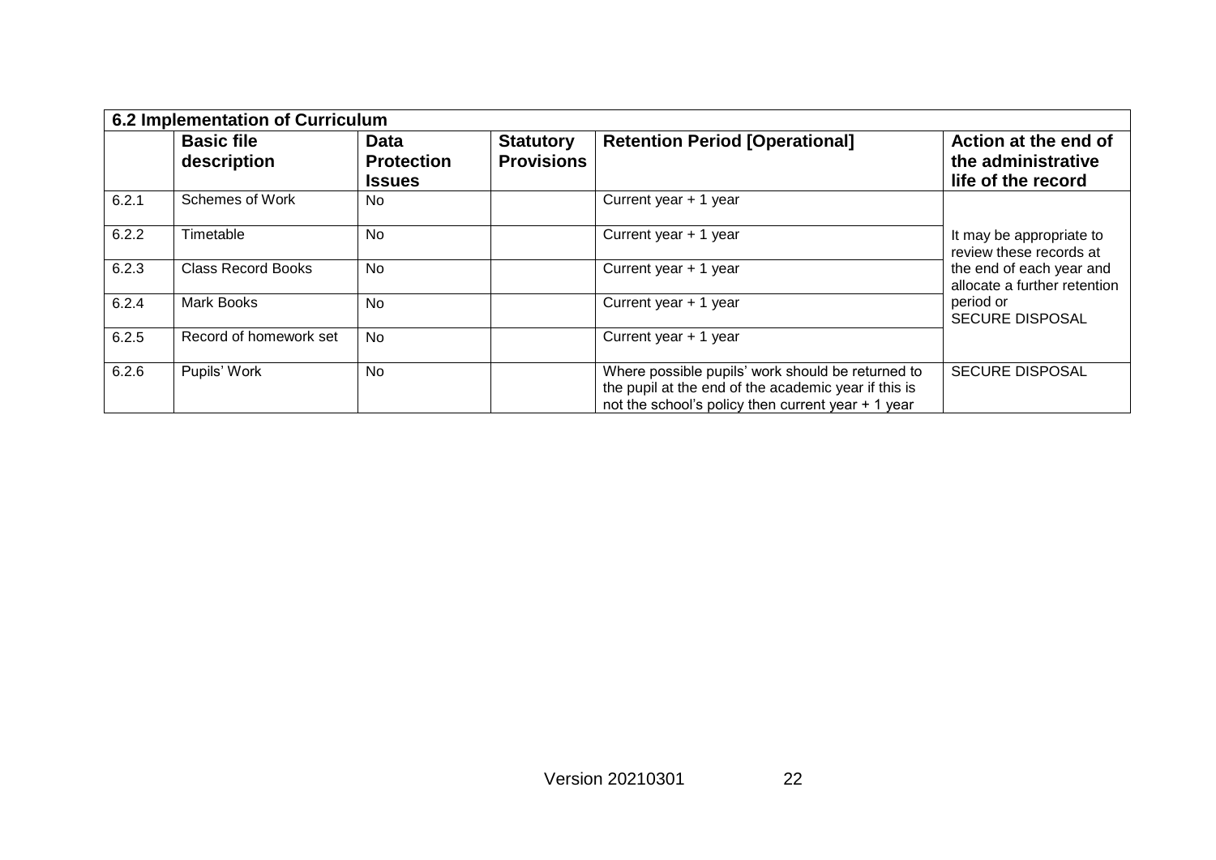| 6.2 Implementation of Curriculum | | | | | |
|---|---|---|---|---|---|
| | **Basic file description** | **Data Protection Issues** | **Statutory Provisions** | **Retention Period [Operational]** | **Action at the end of the administrative life of the record** |
| 6.2.1 | Schemes of Work | No | | Current year + 1 year | It may be appropriate to review these records at the end of each year and allocate a further retention period or SECURE DISPOSAL |
| 6.2.2 | Timetable | No | | Current year + 1 year | |
| 6.2.3 | Class Record Books | No | | Current year + 1 year | |
| 6.2.4 | Mark Books | No | | Current year + 1 year | |
| 6.2.5 | Record of homework set | No | | Current year + 1 year | |
| 6.2.6 | Pupils' Work | No | | Where possible pupils' work should be returned to the pupil at the end of the academic year if this is not the school's policy then current year + 1 year | SECURE DISPOSAL |

Version 20210301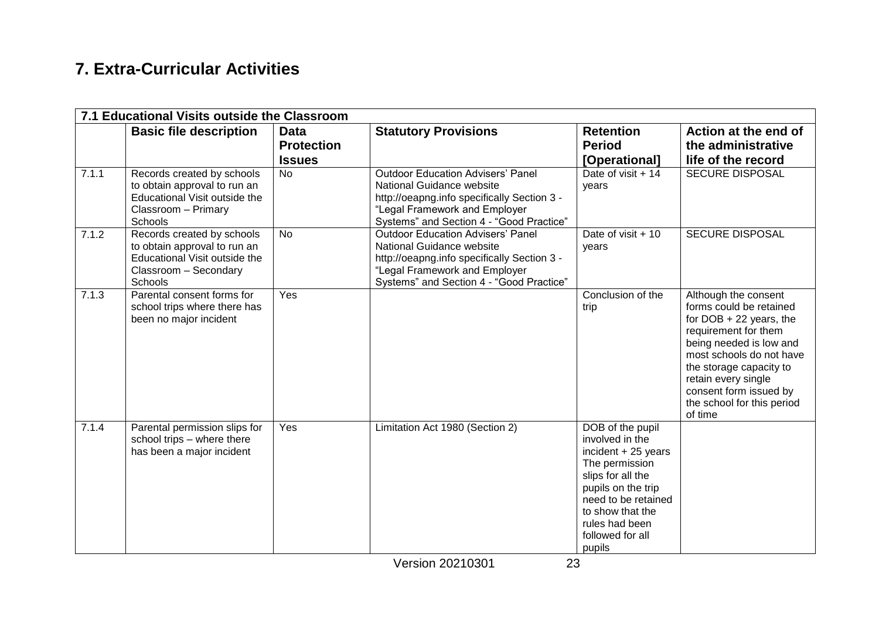## 7. Extra-Curricular Activities

| 7.1 Educational Visits outside the Classroom | | | | | |
|---|---|---|---|---|---|
| | **Basic file description** | **Data Protection Issues** | **Statutory Provisions** | **Retention Period [Operational]** | **Action at the end of the administrative life of the record** |
| 7.1.1 | Records created by schools to obtain approval to run an Educational Visit outside the Classroom – Primary Schools | No | Outdoor Education Advisers' Panel National Guidance website http://oeapng.info specifically Section 3 - "Legal Framework and Employer Systems" and Section 4 - "Good Practice" | Date of visit + 14 years | SECURE DISPOSAL |
| 7.1.2 | Records created by schools to obtain approval to run an Educational Visit outside the Classroom – Secondary Schools | No | Outdoor Education Advisers' Panel National Guidance website http://oeapng.info specifically Section 3 - "Legal Framework and Employer Systems" and Section 4 - "Good Practice" | Date of visit + 10 years | SECURE DISPOSAL |
| 7.1.3 | Parental consent forms for school trips where there has been no major incident | Yes | | Conclusion of the trip | Although the consent forms could be retained for DOB + 22 years, the requirement for them being needed is low and most schools do not have the storage capacity to retain every single consent form issued by the school for this period of time |
| 7.1.4 | Parental permission slips for school trips – where there has been a major incident | Yes | Limitation Act 1980 (Section 2) | DOB of the pupil involved in the incident + 25 years The permission slips for all the pupils on the trip need to be retained to show that the rules had been followed for all pupils | |

Version 20210301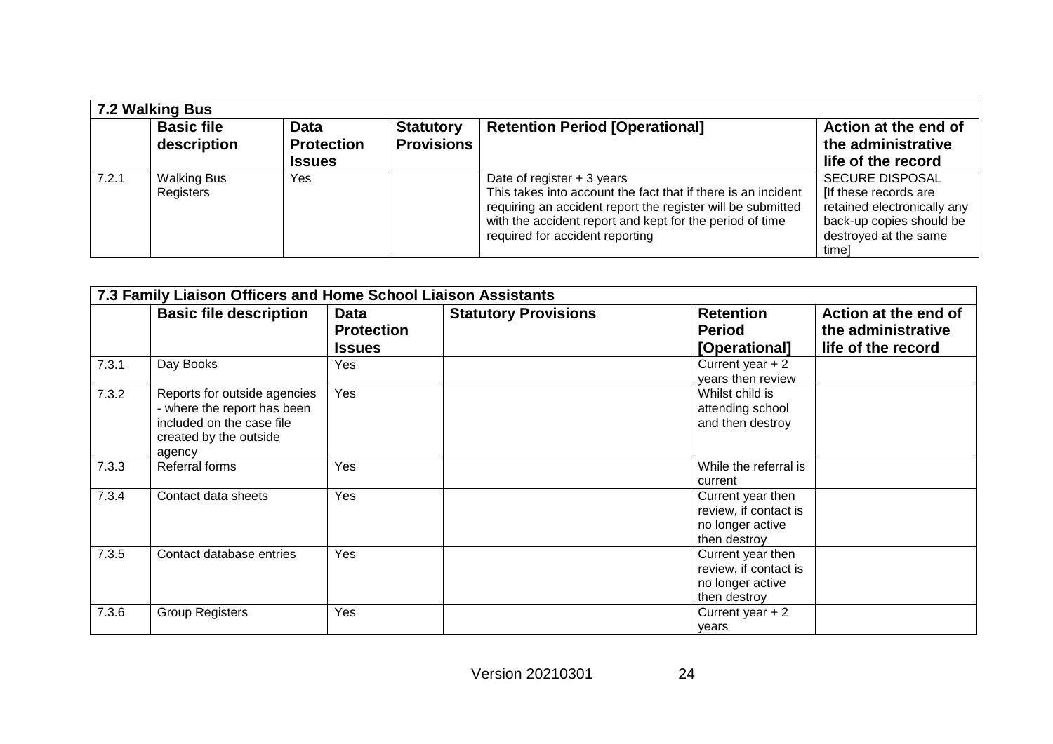| 7.2 Walking Bus | | | | | |
|---|---|---|---|---|---|
| | **Basic file description** | **Data Protection Issues** | **Statutory Provisions** | **Retention Period [Operational]** | **Action at the end of the administrative life of the record** |
| 7.2.1 | Walking Bus Registers | Yes | | Date of register + 3 years<br>This takes into account the fact that if there is an incident requiring an accident report the register will be submitted with the accident report and kept for the period of time required for accident reporting | SECURE DISPOSAL<br>[If these records are retained electronically any back-up copies should be destroyed at the same time] |

| 7.3 Family Liaison Officers and Home School Liaison Assistants | | | | | |
|---|---|---|---|---|---|
| | **Basic file description** | **Data Protection Issues** | **Statutory Provisions** | **Retention Period [Operational]** | **Action at the end of the administrative life of the record** |
| 7.3.1 | Day Books | Yes | | Current year + 2 years then review | |
| 7.3.2 | Reports for outside agencies - where the report has been included on the case file created by the outside agency | Yes | | Whilst child is attending school and then destroy | |
| 7.3.3 | Referral forms | Yes | | While the referral is current | |
| 7.3.4 | Contact data sheets | Yes | | Current year then review, if contact is no longer active then destroy | |
| 7.3.5 | Contact database entries | Yes | | Current year then review, if contact is no longer active then destroy | |
| 7.3.6 | Group Registers | Yes | | Current year + 2 years | |

Version 20210301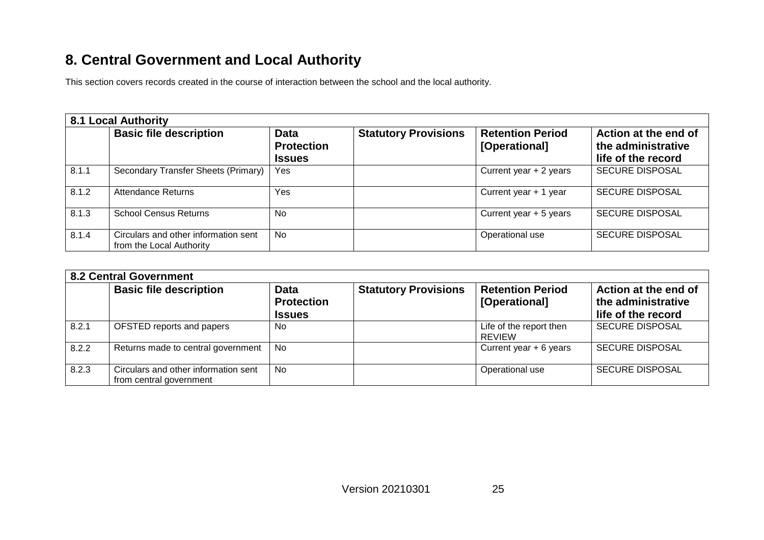# 8. Central Government and Local Authority

This section covers records created in the course of interaction between the school and the local authority.

| **8.1 Local Authority** | | | | | |
|---|---|---|---|---|---|
| | **Basic file description** | **Data Protection Issues** | **Statutory Provisions** | **Retention Period [Operational]** | **Action at the end of the administrative life of the record** |
| 8.1.1 | Secondary Transfer Sheets (Primary) | Yes | | Current year + 2 years | SECURE DISPOSAL |
| 8.1.2 | Attendance Returns | Yes | | Current year + 1 year | SECURE DISPOSAL |
| 8.1.3 | School Census Returns | No | | Current year + 5 years | SECURE DISPOSAL |
| 8.1.4 | Circulars and other information sent from the Local Authority | No | | Operational use | SECURE DISPOSAL |

| **8.2 Central Government** | | | | | |
|---|---|---|---|---|---|
| | **Basic file description** | **Data Protection Issues** | **Statutory Provisions** | **Retention Period [Operational]** | **Action at the end of the administrative life of the record** |
| 8.2.1 | OFSTED reports and papers | No | | Life of the report then REVIEW | SECURE DISPOSAL |
| 8.2.2 | Returns made to central government | No | | Current year + 6 years | SECURE DISPOSAL |
| 8.2.3 | Circulars and other information sent from central government | No | | Operational use | SECURE DISPOSAL |

Version 20210301